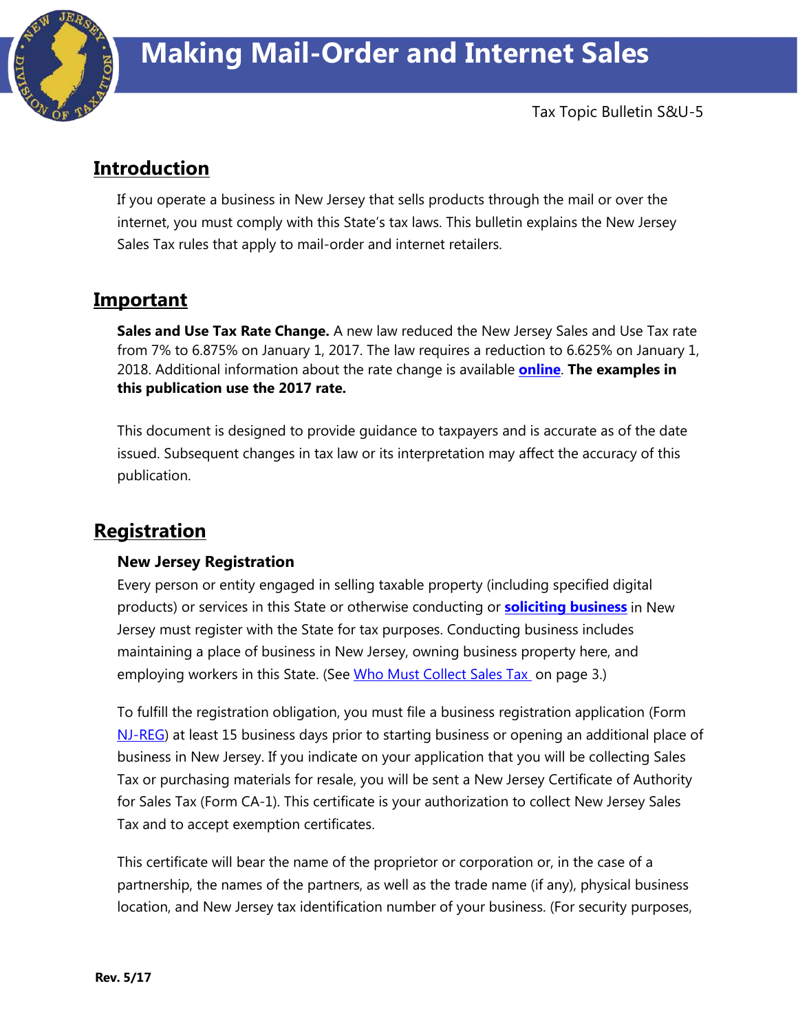# Making Mail-Order and Internet Sales

Tax Topic Bulletin S&U-5

## Introduction

If you operate a business in New Jersey that sells products through the mail or over the internet, you must comply with this State's tax laws. This bulletin explains the New Jersey Sales Tax rules that apply to mail-order and internet retailers.

## Important

**Sales and Use Tax Rate Change.** A new law reduced the New Jersey Sales and Use Tax rate from 7% to 6.875% on January 1, 2017. The law requires a reduction to 6.625% on January 1, 2018. Additional information about the rate change is available **online**. **The examples in this publication use the 2017 rate.**

This document is designed to provide guidance to taxpayers and is accurate as of the date issued. Subsequent changes in tax law or its interpretation may affect the accuracy of this publication.

## Registration

### New Jersey Registration

Every person or entity engaged in selling taxable property (including specified digital products) or services in this State or otherwise conducting or **soliciting business** in New Jersey must register with the State for tax purposes. Conducting business includes maintaining a place of business in New Jersey, owning business property here, and employing workers in this State. (See Who Must Collect Sales Tax on page 3.)

To fulfill the registration obligation, you must file a business registration application (Form NJ-REG) at least 15 business days prior to starting business or opening an additional place of business in New Jersey. If you indicate on your application that you will be collecting Sales Tax or purchasing materials for resale, you will be sent a New Jersey Certificate of Authority for Sales Tax (Form CA-1). This certificate is your authorization to collect New Jersey Sales Tax and to accept exemption certificates.

This certificate will bear the name of the proprietor or corporation or, in the case of a partnership, the names of the partners, as well as the trade name (if any), physical business location, and New Jersey tax identification number of your business. (For security purposes,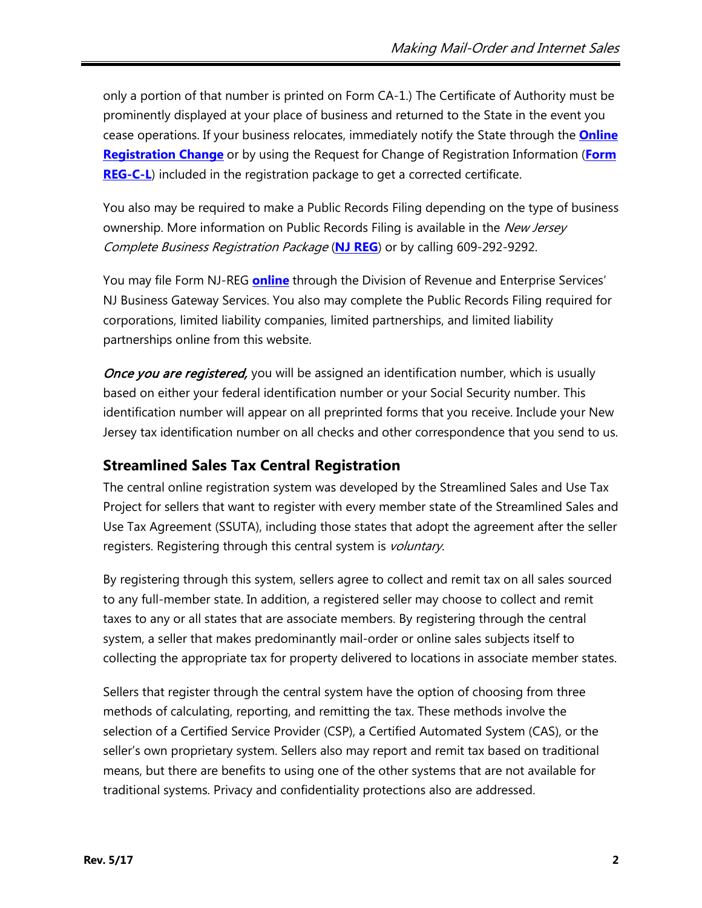only a portion of that number is printed on Form CA-1.) The Certificate of Authority must be prominently displayed at your place of business and returned to the State in the event you cease operations. If your business relocates, immediately notify the State through the **Online Registration Change** or by using the Request for Change of Registration Information (**Form REG-C-L**) included in the registration package to get a corrected certificate.

You also may be required to make a Public Records Filing depending on the type of business ownership. More information on Public Records Filing is available in the *New Jersey Complete Business Registration Package* (**NJ REG**) or by calling 609-292-9292.

You may file Form NJ-REG **online** through the Division of Revenue and Enterprise Services' NJ Business Gateway Services. You also may complete the Public Records Filing required for corporations, limited liability companies, limited partnerships, and limited liability partnerships online from this website.

*Once you are registered,* you will be assigned an identification number, which is usually based on either your federal identification number or your Social Security number. This identification number will appear on all preprinted forms that you receive. Include your New Jersey tax identification number on all checks and other correspondence that you send to us.

## Streamlined Sales Tax Central Registration

The central online registration system was developed by the Streamlined Sales and Use Tax Project for sellers that want to register with every member state of the Streamlined Sales and Use Tax Agreement (SSUTA), including those states that adopt the agreement after the seller registers. Registering through this central system is *voluntary.*

By registering through this system, sellers agree to collect and remit tax on all sales sourced to any full-member state. In addition, a registered seller may choose to collect and remit taxes to any or all states that are associate members. By registering through the central system, a seller that makes predominantly mail-order or online sales subjects itself to collecting the appropriate tax for property delivered to locations in associate member states.

Sellers that register through the central system have the option of choosing from three methods of calculating, reporting, and remitting the tax. These methods involve the selection of a Certified Service Provider (CSP), a Certified Automated System (CAS), or the seller's own proprietary system. Sellers also may report and remit tax based on traditional means, but there are benefits to using one of the other systems that are not available for traditional systems. Privacy and confidentiality protections also are addressed.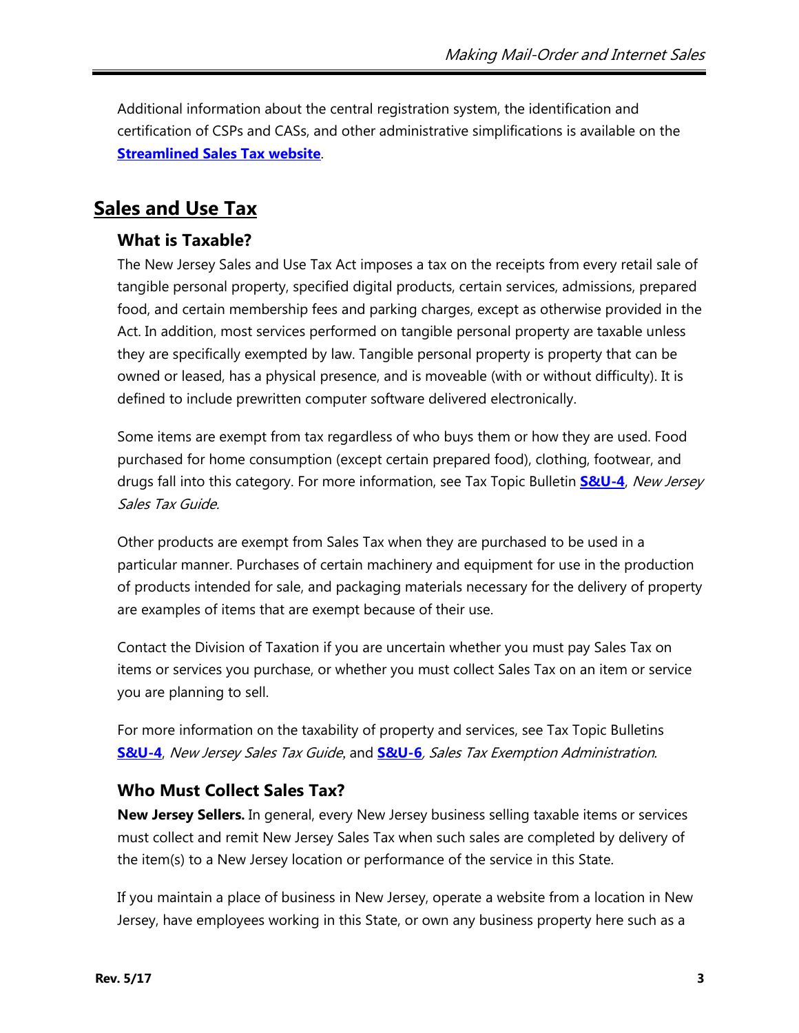Additional information about the central registration system, the identification and certification of CSPs and CASs, and other administrative simplifications is available on the **Streamlined Sales Tax website**.

## Sales and Use Tax

### What is Taxable?

The New Jersey Sales and Use Tax Act imposes a tax on the receipts from every retail sale of tangible personal property, specified digital products, certain services, admissions, prepared food, and certain membership fees and parking charges, except as otherwise provided in the Act. In addition, most services performed on tangible personal property are taxable unless they are specifically exempted by law. Tangible personal property is property that can be owned or leased, has a physical presence, and is moveable (with or without difficulty). It is defined to include prewritten computer software delivered electronically.

Some items are exempt from tax regardless of who buys them or how they are used. Food purchased for home consumption (except certain prepared food), clothing, footwear, and drugs fall into this category. For more information, see Tax Topic Bulletin **S&U-4**, *New Jersey Sales Tax Guide*.

Other products are exempt from Sales Tax when they are purchased to be used in a particular manner. Purchases of certain machinery and equipment for use in the production of products intended for sale, and packaging materials necessary for the delivery of property are examples of items that are exempt because of their use.

Contact the Division of Taxation if you are uncertain whether you must pay Sales Tax on items or services you purchase, or whether you must collect Sales Tax on an item or service you are planning to sell.

For more information on the taxability of property and services, see Tax Topic Bulletins **S&U-4**, *New Jersey Sales Tax Guide*, and **S&U-6**, *Sales Tax Exemption Administration*.

### Who Must Collect Sales Tax?

**New Jersey Sellers.** In general, every New Jersey business selling taxable items or services must collect and remit New Jersey Sales Tax when such sales are completed by delivery of the item(s) to a New Jersey location or performance of the service in this State.

If you maintain a place of business in New Jersey, operate a website from a location in New Jersey, have employees working in this State, or own any business property here such as a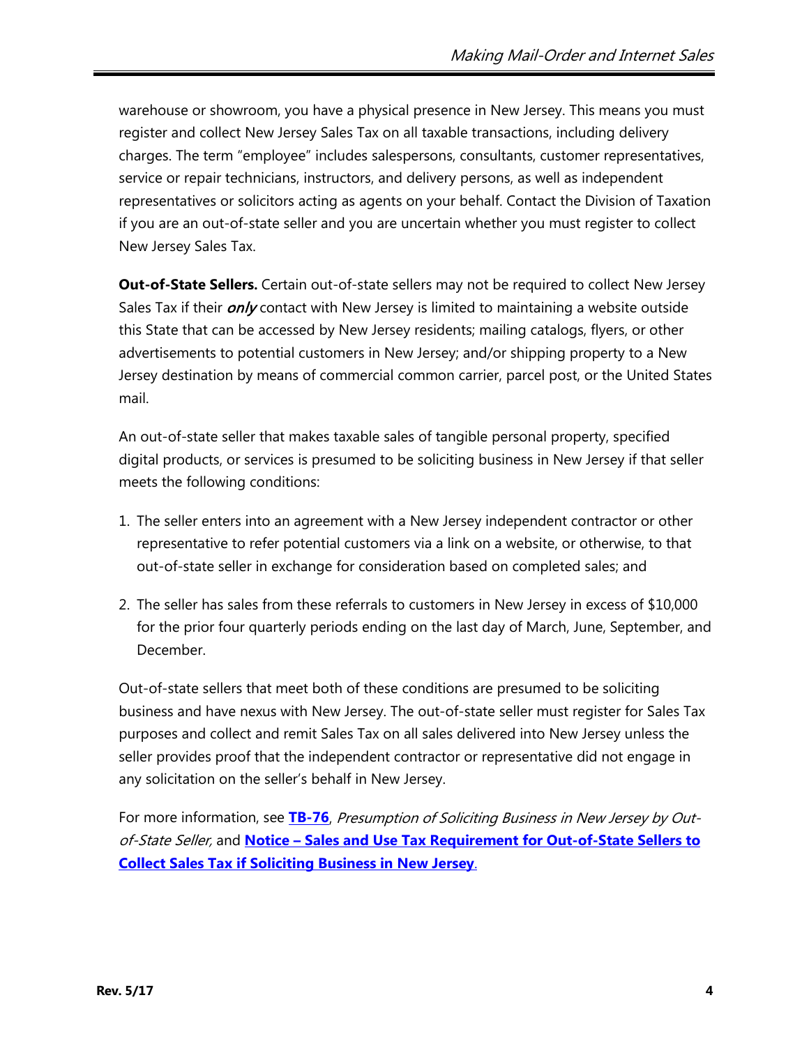warehouse or showroom, you have a physical presence in New Jersey. This means you must register and collect New Jersey Sales Tax on all taxable transactions, including delivery charges. The term "employee" includes salespersons, consultants, customer representatives, service or repair technicians, instructors, and delivery persons, as well as independent representatives or solicitors acting as agents on your behalf. Contact the Division of Taxation if you are an out-of-state seller and you are uncertain whether you must register to collect New Jersey Sales Tax.

**Out-of-State Sellers.** Certain out-of-state sellers may not be required to collect New Jersey Sales Tax if their ***only*** contact with New Jersey is limited to maintaining a website outside this State that can be accessed by New Jersey residents; mailing catalogs, flyers, or other advertisements to potential customers in New Jersey; and/or shipping property to a New Jersey destination by means of commercial common carrier, parcel post, or the United States mail.

An out-of-state seller that makes taxable sales of tangible personal property, specified digital products, or services is presumed to be soliciting business in New Jersey if that seller meets the following conditions:

1. The seller enters into an agreement with a New Jersey independent contractor or other representative to refer potential customers via a link on a website, or otherwise, to that out-of-state seller in exchange for consideration based on completed sales; and
2. The seller has sales from these referrals to customers in New Jersey in excess of $10,000 for the prior four quarterly periods ending on the last day of March, June, September, and December.

Out-of-state sellers that meet both of these conditions are presumed to be soliciting business and have nexus with New Jersey. The out-of-state seller must register for Sales Tax purposes and collect and remit Sales Tax on all sales delivered into New Jersey unless the seller provides proof that the independent contractor or representative did not engage in any solicitation on the seller's behalf in New Jersey.

For more information, see **TB-76**, *Presumption of Soliciting Business in New Jersey by Out-of-State Seller,* and **Notice – Sales and Use Tax Requirement for Out-of-State Sellers to Collect Sales Tax if Soliciting Business in New Jersey**.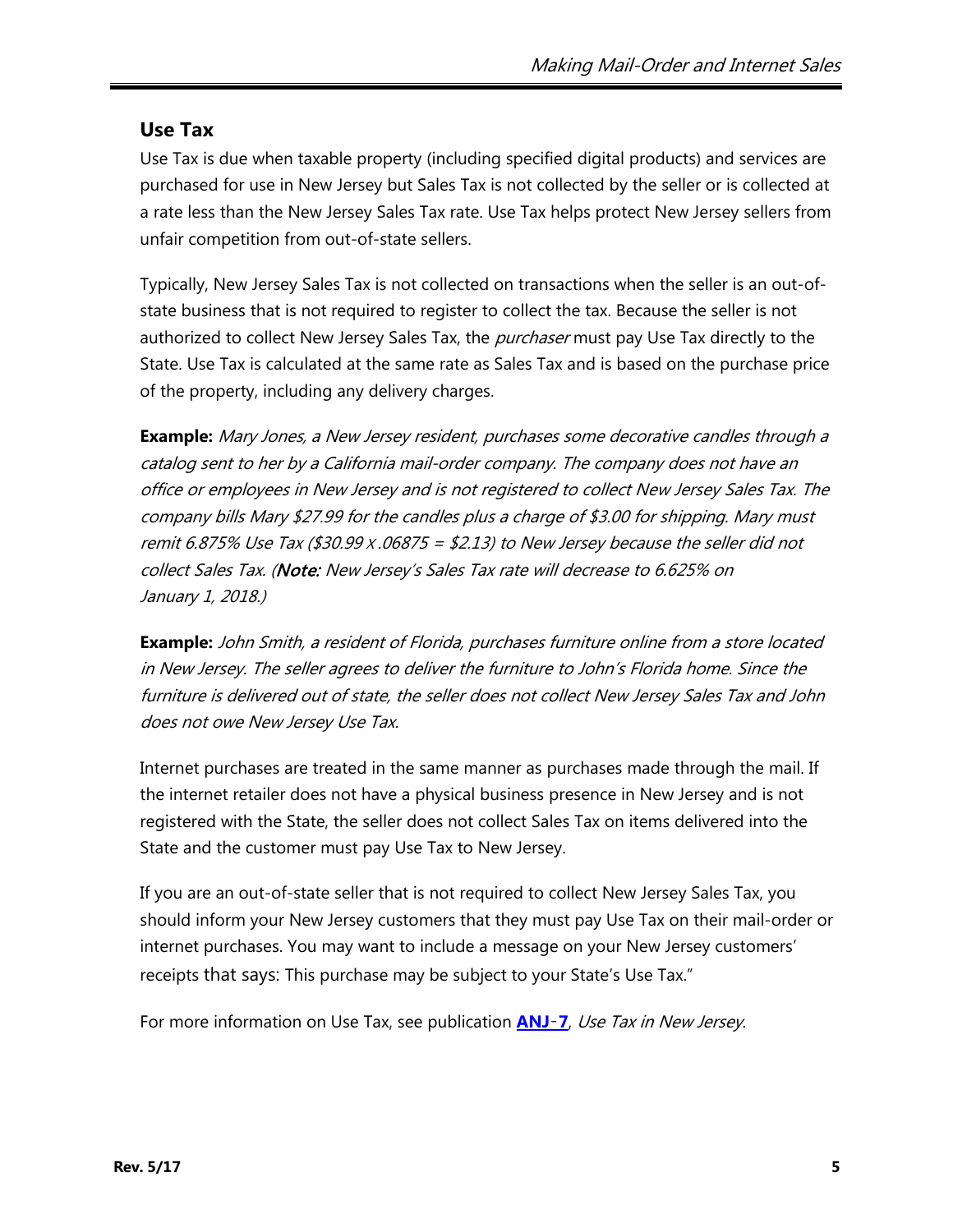## Use Tax

Use Tax is due when taxable property (including specified digital products) and services are purchased for use in New Jersey but Sales Tax is not collected by the seller or is collected at a rate less than the New Jersey Sales Tax rate. Use Tax helps protect New Jersey sellers from unfair competition from out-of-state sellers.

Typically, New Jersey Sales Tax is not collected on transactions when the seller is an out-of-state business that is not required to register to collect the tax. Because the seller is not authorized to collect New Jersey Sales Tax, the *purchaser* must pay Use Tax directly to the State. Use Tax is calculated at the same rate as Sales Tax and is based on the purchase price of the property, including any delivery charges.

**Example:** *Mary Jones, a New Jersey resident, purchases some decorative candles through a catalog sent to her by a California mail-order company. The company does not have an office or employees in New Jersey and is not registered to collect New Jersey Sales Tax. The company bills Mary $27.99 for the candles plus a charge of $3.00 for shipping. Mary must remit 6.875% Use Tax ($30.99 x .06875 = $2.13) to New Jersey because the seller did not collect Sales Tax. (**Note:** New Jersey's Sales Tax rate will decrease to 6.625% on January 1, 2018.)*

**Example:** *John Smith, a resident of Florida, purchases furniture online from a store located in New Jersey. The seller agrees to deliver the furniture to John's Florida home. Since the furniture is delivered out of state, the seller does not collect New Jersey Sales Tax and John does not owe New Jersey Use Tax.*

Internet purchases are treated in the same manner as purchases made through the mail. If the internet retailer does not have a physical business presence in New Jersey and is not registered with the State, the seller does not collect Sales Tax on items delivered into the State and the customer must pay Use Tax to New Jersey.

If you are an out-of-state seller that is not required to collect New Jersey Sales Tax, you should inform your New Jersey customers that they must pay Use Tax on their mail-order or internet purchases. You may want to include a message on your New Jersey customers' receipts that says: This purchase may be subject to your State's Use Tax."

For more information on Use Tax, see publication **ANJ-7**, *Use Tax in New Jersey*.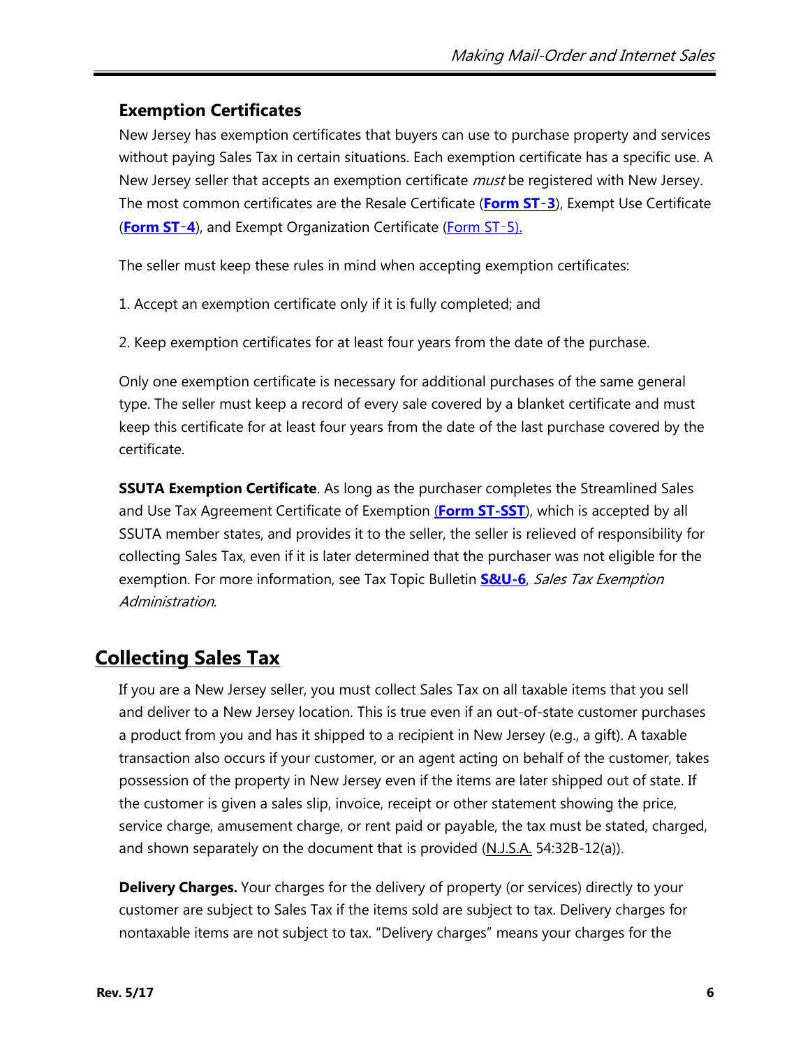### Exemption Certificates

New Jersey has exemption certificates that buyers can use to purchase property and services without paying Sales Tax in certain situations. Each exemption certificate has a specific use. A New Jersey seller that accepts an exemption certificate *must* be registered with New Jersey. The most common certificates are the Resale Certificate (**Form ST-3**), Exempt Use Certificate (**Form ST-4**), and Exempt Organization Certificate (Form ST-5).

The seller must keep these rules in mind when accepting exemption certificates:

1. Accept an exemption certificate only if it is fully completed; and

2. Keep exemption certificates for at least four years from the date of the purchase.

Only one exemption certificate is necessary for additional purchases of the same general type. The seller must keep a record of every sale covered by a blanket certificate and must keep this certificate for at least four years from the date of the last purchase covered by the certificate.

**SSUTA Exemption Certificate**. As long as the purchaser completes the Streamlined Sales and Use Tax Agreement Certificate of Exemption (**Form ST-SST**), which is accepted by all SSUTA member states, and provides it to the seller, the seller is relieved of responsibility for collecting Sales Tax, even if it is later determined that the purchaser was not eligible for the exemption. For more information, see Tax Topic Bulletin **S&U-6**, *Sales Tax Exemption Administration*.

## Collecting Sales Tax

If you are a New Jersey seller, you must collect Sales Tax on all taxable items that you sell and deliver to a New Jersey location. This is true even if an out-of-state customer purchases a product from you and has it shipped to a recipient in New Jersey (e.g., a gift). A taxable transaction also occurs if your customer, or an agent acting on behalf of the customer, takes possession of the property in New Jersey even if the items are later shipped out of state. If the customer is given a sales slip, invoice, receipt or other statement showing the price, service charge, amusement charge, or rent paid or payable, the tax must be stated, charged, and shown separately on the document that is provided (N.J.S.A. 54:32B-12(a)).

**Delivery Charges.** Your charges for the delivery of property (or services) directly to your customer are subject to Sales Tax if the items sold are subject to tax. Delivery charges for nontaxable items are not subject to tax. "Delivery charges" means your charges for the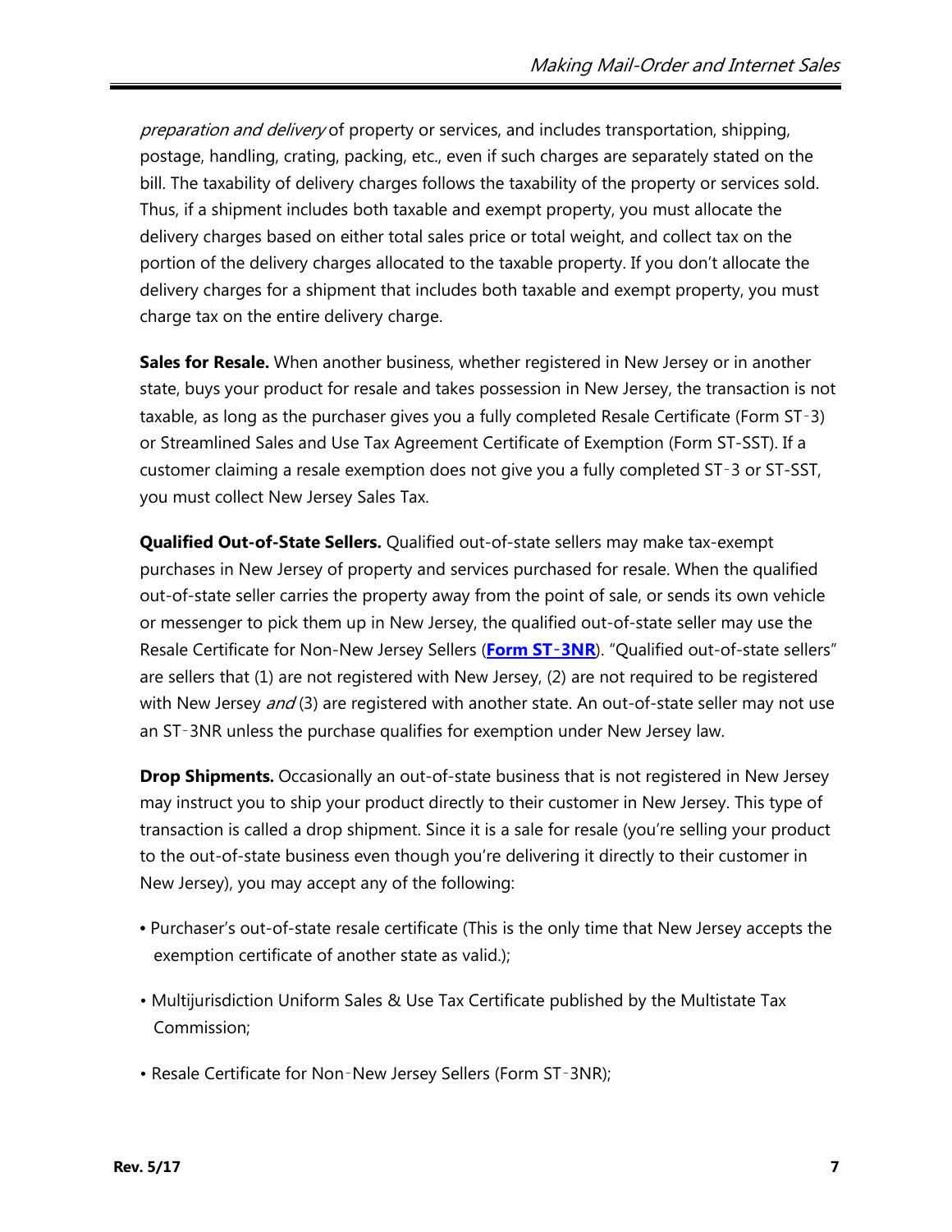*preparation and delivery* of property or services, and includes transportation, shipping, postage, handling, crating, packing, etc., even if such charges are separately stated on the bill. The taxability of delivery charges follows the taxability of the property or services sold. Thus, if a shipment includes both taxable and exempt property, you must allocate the delivery charges based on either total sales price or total weight, and collect tax on the portion of the delivery charges allocated to the taxable property. If you don't allocate the delivery charges for a shipment that includes both taxable and exempt property, you must charge tax on the entire delivery charge.

**Sales for Resale.** When another business, whether registered in New Jersey or in another state, buys your product for resale and takes possession in New Jersey, the transaction is not taxable, as long as the purchaser gives you a fully completed Resale Certificate (Form ST-3) or Streamlined Sales and Use Tax Agreement Certificate of Exemption (Form ST-SST). If a customer claiming a resale exemption does not give you a fully completed ST-3 or ST-SST, you must collect New Jersey Sales Tax.

**Qualified Out-of-State Sellers.** Qualified out-of-state sellers may make tax-exempt purchases in New Jersey of property and services purchased for resale. When the qualified out-of-state seller carries the property away from the point of sale, or sends its own vehicle or messenger to pick them up in New Jersey, the qualified out-of-state seller may use the Resale Certificate for Non-New Jersey Sellers (**Form ST-3NR**). "Qualified out-of-state sellers" are sellers that (1) are not registered with New Jersey, (2) are not required to be registered with New Jersey *and* (3) are registered with another state. An out-of-state seller may not use an ST-3NR unless the purchase qualifies for exemption under New Jersey law.

**Drop Shipments.** Occasionally an out-of-state business that is not registered in New Jersey may instruct you to ship your product directly to their customer in New Jersey. This type of transaction is called a drop shipment. Since it is a sale for resale (you're selling your product to the out-of-state business even though you're delivering it directly to their customer in New Jersey), you may accept any of the following:

- Purchaser's out-of-state resale certificate (This is the only time that New Jersey accepts the exemption certificate of another state as valid.);
- Multijurisdiction Uniform Sales & Use Tax Certificate published by the Multistate Tax Commission;
- Resale Certificate for Non-New Jersey Sellers (Form ST-3NR);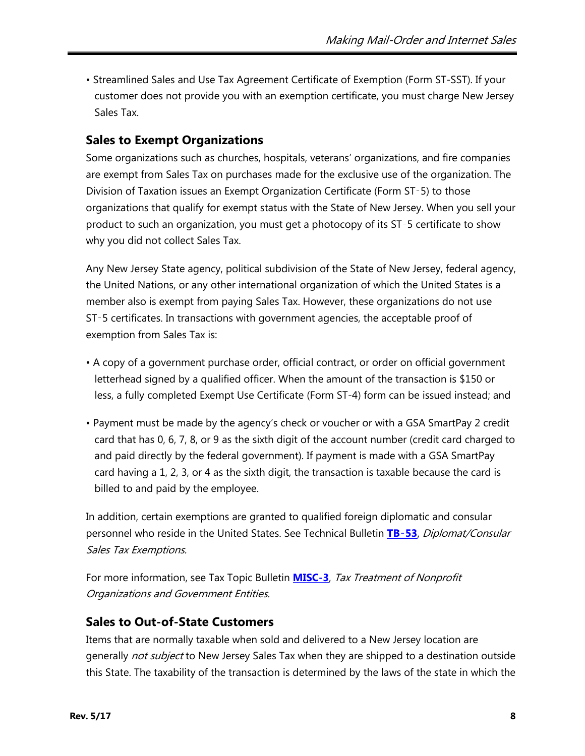- Streamlined Sales and Use Tax Agreement Certificate of Exemption (Form ST-SST). If your customer does not provide you with an exemption certificate, you must charge New Jersey Sales Tax.

## Sales to Exempt Organizations

Some organizations such as churches, hospitals, veterans' organizations, and fire companies are exempt from Sales Tax on purchases made for the exclusive use of the organization. The Division of Taxation issues an Exempt Organization Certificate (Form ST-5) to those organizations that qualify for exempt status with the State of New Jersey. When you sell your product to such an organization, you must get a photocopy of its ST-5 certificate to show why you did not collect Sales Tax.

Any New Jersey State agency, political subdivision of the State of New Jersey, federal agency, the United Nations, or any other international organization of which the United States is a member also is exempt from paying Sales Tax. However, these organizations do not use ST-5 certificates. In transactions with government agencies, the acceptable proof of exemption from Sales Tax is:

- A copy of a government purchase order, official contract, or order on official government letterhead signed by a qualified officer. When the amount of the transaction is $150 or less, a fully completed Exempt Use Certificate (Form ST-4) form can be issued instead; and
- Payment must be made by the agency's check or voucher or with a GSA SmartPay 2 credit card that has 0, 6, 7, 8, or 9 as the sixth digit of the account number (credit card charged to and paid directly by the federal government). If payment is made with a GSA SmartPay card having a 1, 2, 3, or 4 as the sixth digit, the transaction is taxable because the card is billed to and paid by the employee.

In addition, certain exemptions are granted to qualified foreign diplomatic and consular personnel who reside in the United States. See Technical Bulletin **TB-53**, *Diplomat/Consular Sales Tax Exemptions.*

For more information, see Tax Topic Bulletin **MISC-3**, *Tax Treatment of Nonprofit Organizations and Government Entities.*

## Sales to Out-of-State Customers

Items that are normally taxable when sold and delivered to a New Jersey location are generally *not subject* to New Jersey Sales Tax when they are shipped to a destination outside this State. The taxability of the transaction is determined by the laws of the state in which the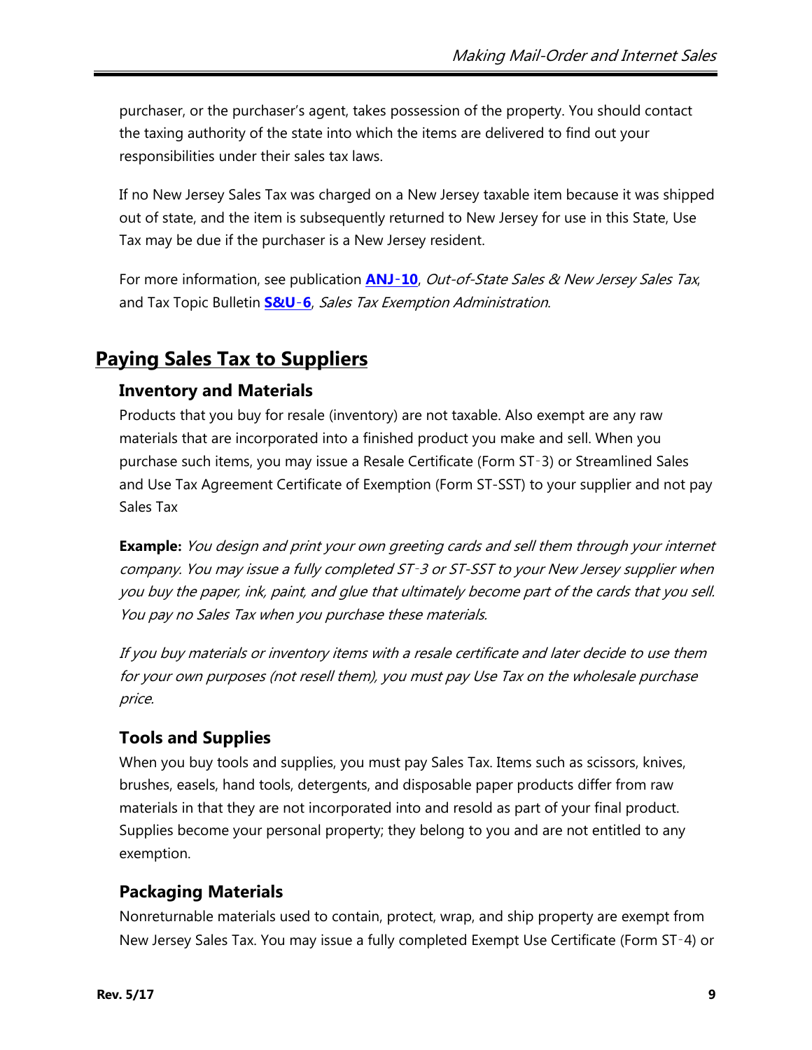purchaser, or the purchaser's agent, takes possession of the property. You should contact the taxing authority of the state into which the items are delivered to find out your responsibilities under their sales tax laws.

If no New Jersey Sales Tax was charged on a New Jersey taxable item because it was shipped out of state, and the item is subsequently returned to New Jersey for use in this State, Use Tax may be due if the purchaser is a New Jersey resident.

For more information, see publication **ANJ-10**, *Out-of-State Sales & New Jersey Sales Tax*, and Tax Topic Bulletin **S&U-6**, *Sales Tax Exemption Administration*.

## Paying Sales Tax to Suppliers

### Inventory and Materials

Products that you buy for resale (inventory) are not taxable. Also exempt are any raw materials that are incorporated into a finished product you make and sell. When you purchase such items, you may issue a Resale Certificate (Form ST-3) or Streamlined Sales and Use Tax Agreement Certificate of Exemption (Form ST-SST) to your supplier and not pay Sales Tax

**Example:** *You design and print your own greeting cards and sell them through your internet company. You may issue a fully completed ST-3 or ST-SST to your New Jersey supplier when you buy the paper, ink, paint, and glue that ultimately become part of the cards that you sell. You pay no Sales Tax when you purchase these materials.*

*If you buy materials or inventory items with a resale certificate and later decide to use them for your own purposes (not resell them), you must pay Use Tax on the wholesale purchase price.*

### Tools and Supplies

When you buy tools and supplies, you must pay Sales Tax. Items such as scissors, knives, brushes, easels, hand tools, detergents, and disposable paper products differ from raw materials in that they are not incorporated into and resold as part of your final product. Supplies become your personal property; they belong to you and are not entitled to any exemption.

### Packaging Materials

Nonreturnable materials used to contain, protect, wrap, and ship property are exempt from New Jersey Sales Tax. You may issue a fully completed Exempt Use Certificate (Form ST-4) or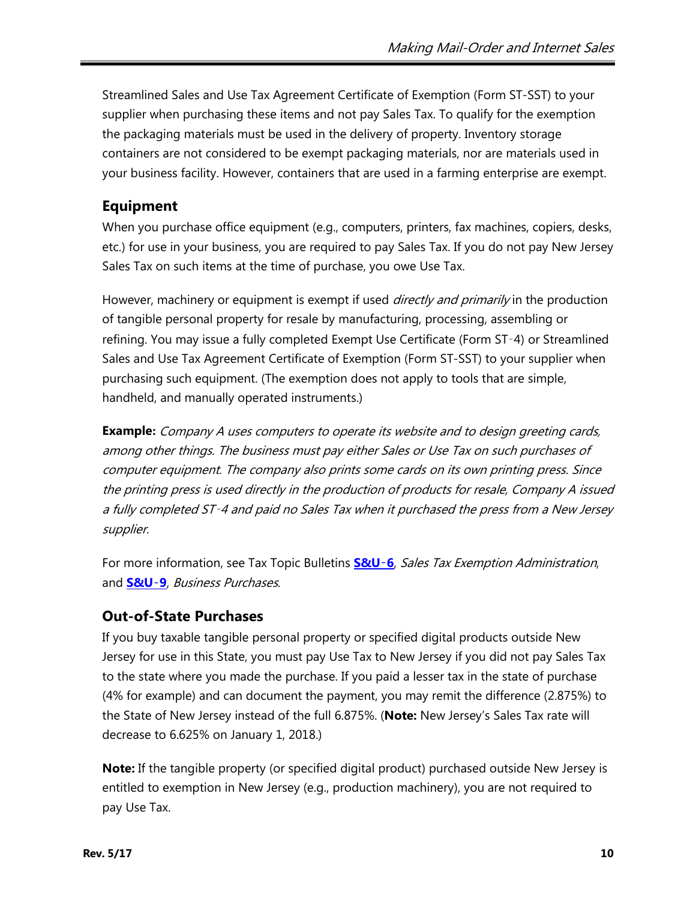Streamlined Sales and Use Tax Agreement Certificate of Exemption (Form ST-SST) to your supplier when purchasing these items and not pay Sales Tax. To qualify for the exemption the packaging materials must be used in the delivery of property. Inventory storage containers are not considered to be exempt packaging materials, nor are materials used in your business facility. However, containers that are used in a farming enterprise are exempt.

## Equipment

When you purchase office equipment (e.g., computers, printers, fax machines, copiers, desks, etc.) for use in your business, you are required to pay Sales Tax. If you do not pay New Jersey Sales Tax on such items at the time of purchase, you owe Use Tax.

However, machinery or equipment is exempt if used *directly and primarily* in the production of tangible personal property for resale by manufacturing, processing, assembling or refining. You may issue a fully completed Exempt Use Certificate (Form ST-4) or Streamlined Sales and Use Tax Agreement Certificate of Exemption (Form ST-SST) to your supplier when purchasing such equipment. (The exemption does not apply to tools that are simple, handheld, and manually operated instruments.)

**Example:** *Company A uses computers to operate its website and to design greeting cards, among other things. The business must pay either Sales or Use Tax on such purchases of computer equipment. The company also prints some cards on its own printing press. Since the printing press is used directly in the production of products for resale, Company A issued a fully completed ST-4 and paid no Sales Tax when it purchased the press from a New Jersey supplier.*

For more information, see Tax Topic Bulletins **S&U-6**, *Sales Tax Exemption Administration*, and **S&U-9**, *Business Purchases*.

## Out-of-State Purchases

If you buy taxable tangible personal property or specified digital products outside New Jersey for use in this State, you must pay Use Tax to New Jersey if you did not pay Sales Tax to the state where you made the purchase. If you paid a lesser tax in the state of purchase (4% for example) and can document the payment, you may remit the difference (2.875%) to the State of New Jersey instead of the full 6.875%. (**Note:** New Jersey's Sales Tax rate will decrease to 6.625% on January 1, 2018.)

**Note:** If the tangible property (or specified digital product) purchased outside New Jersey is entitled to exemption in New Jersey (e.g., production machinery), you are not required to pay Use Tax.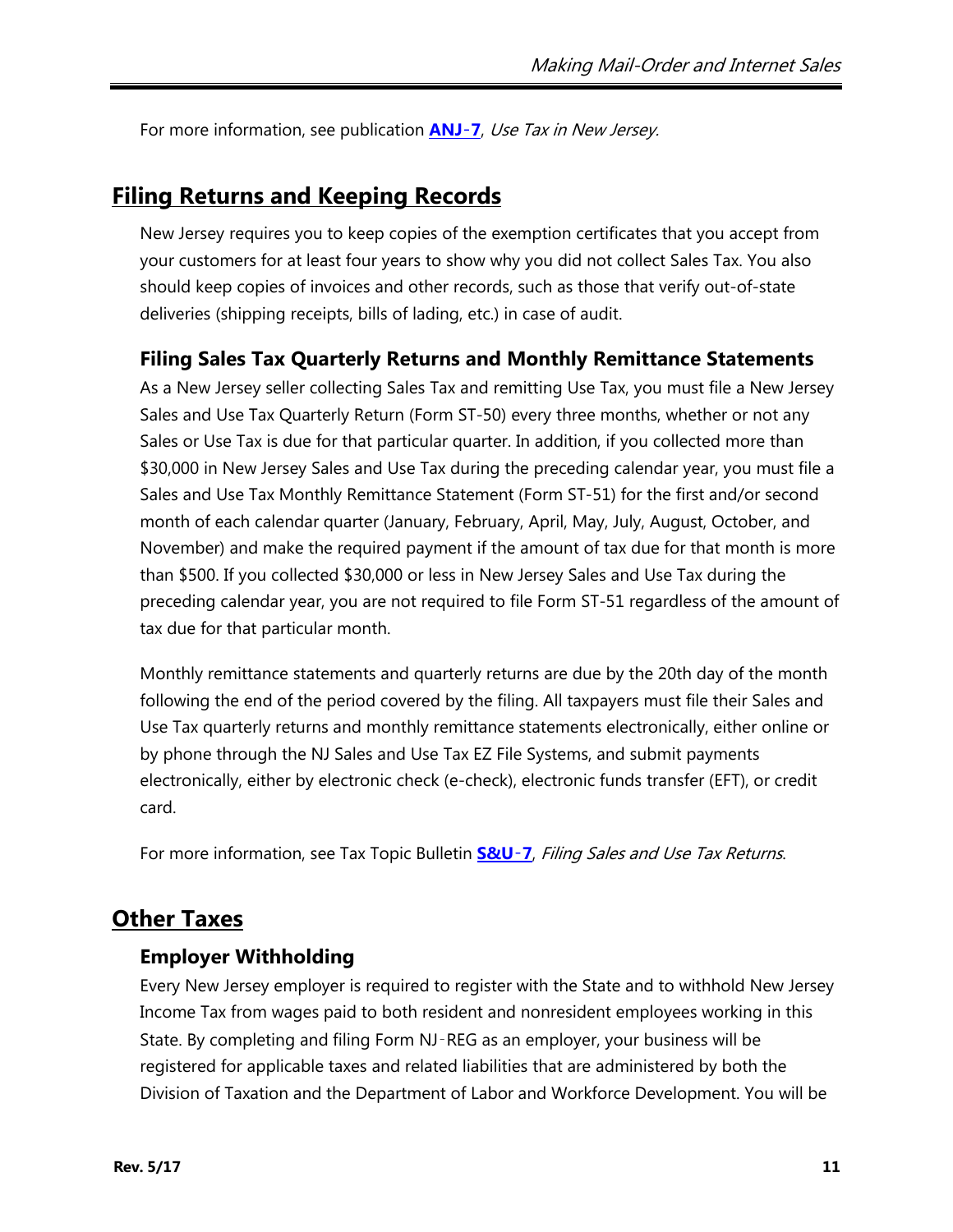For more information, see publication **ANJ-7**, *Use Tax in New Jersey.*

## Filing Returns and Keeping Records

New Jersey requires you to keep copies of the exemption certificates that you accept from your customers for at least four years to show why you did not collect Sales Tax. You also should keep copies of invoices and other records, such as those that verify out-of-state deliveries (shipping receipts, bills of lading, etc.) in case of audit.

### Filing Sales Tax Quarterly Returns and Monthly Remittance Statements

As a New Jersey seller collecting Sales Tax and remitting Use Tax, you must file a New Jersey Sales and Use Tax Quarterly Return (Form ST-50) every three months, whether or not any Sales or Use Tax is due for that particular quarter. In addition, if you collected more than $30,000 in New Jersey Sales and Use Tax during the preceding calendar year, you must file a Sales and Use Tax Monthly Remittance Statement (Form ST-51) for the first and/or second month of each calendar quarter (January, February, April, May, July, August, October, and November) and make the required payment if the amount of tax due for that month is more than $500. If you collected $30,000 or less in New Jersey Sales and Use Tax during the preceding calendar year, you are not required to file Form ST-51 regardless of the amount of tax due for that particular month.

Monthly remittance statements and quarterly returns are due by the 20th day of the month following the end of the period covered by the filing. All taxpayers must file their Sales and Use Tax quarterly returns and monthly remittance statements electronically, either online or by phone through the NJ Sales and Use Tax EZ File Systems, and submit payments electronically, either by electronic check (e-check), electronic funds transfer (EFT), or credit card.

For more information, see Tax Topic Bulletin **S&U-7**, *Filing Sales and Use Tax Returns*.

## Other Taxes

### Employer Withholding

Every New Jersey employer is required to register with the State and to withhold New Jersey Income Tax from wages paid to both resident and nonresident employees working in this State. By completing and filing Form NJ-REG as an employer, your business will be registered for applicable taxes and related liabilities that are administered by both the Division of Taxation and the Department of Labor and Workforce Development. You will be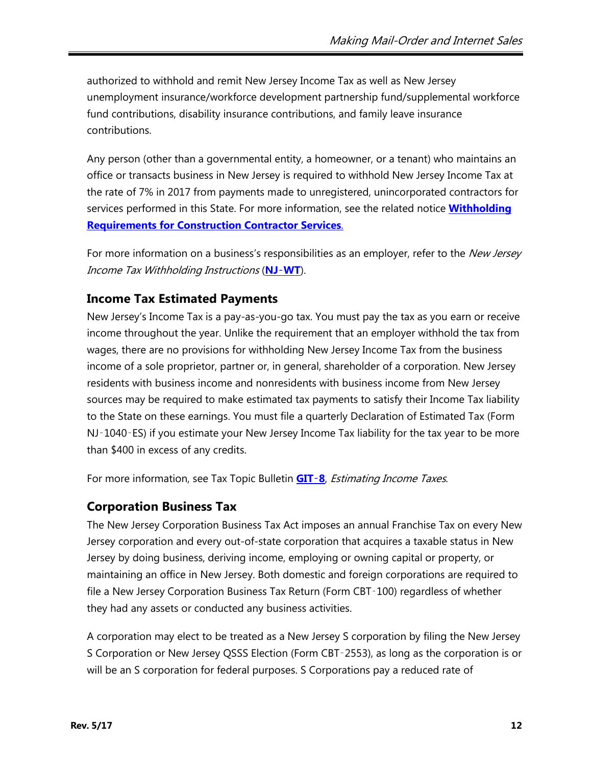authorized to withhold and remit New Jersey Income Tax as well as New Jersey unemployment insurance/workforce development partnership fund/supplemental workforce fund contributions, disability insurance contributions, and family leave insurance contributions.

Any person (other than a governmental entity, a homeowner, or a tenant) who maintains an office or transacts business in New Jersey is required to withhold New Jersey Income Tax at the rate of 7% in 2017 from payments made to unregistered, unincorporated contractors for services performed in this State. For more information, see the related notice **Withholding Requirements for Construction Contractor Services**.

For more information on a business's responsibilities as an employer, refer to the *New Jersey Income Tax Withholding Instructions* (**NJ-WT**).

### Income Tax Estimated Payments

New Jersey's Income Tax is a pay-as-you-go tax. You must pay the tax as you earn or receive income throughout the year. Unlike the requirement that an employer withhold the tax from wages, there are no provisions for withholding New Jersey Income Tax from the business income of a sole proprietor, partner or, in general, shareholder of a corporation. New Jersey residents with business income and nonresidents with business income from New Jersey sources may be required to make estimated tax payments to satisfy their Income Tax liability to the State on these earnings. You must file a quarterly Declaration of Estimated Tax (Form NJ-1040-ES) if you estimate your New Jersey Income Tax liability for the tax year to be more than $400 in excess of any credits.

For more information, see Tax Topic Bulletin **GIT-8**, *Estimating Income Taxes*.

### Corporation Business Tax

The New Jersey Corporation Business Tax Act imposes an annual Franchise Tax on every New Jersey corporation and every out-of-state corporation that acquires a taxable status in New Jersey by doing business, deriving income, employing or owning capital or property, or maintaining an office in New Jersey. Both domestic and foreign corporations are required to file a New Jersey Corporation Business Tax Return (Form CBT-100) regardless of whether they had any assets or conducted any business activities.

A corporation may elect to be treated as a New Jersey S corporation by filing the New Jersey S Corporation or New Jersey QSSS Election (Form CBT-2553), as long as the corporation is or will be an S corporation for federal purposes. S Corporations pay a reduced rate of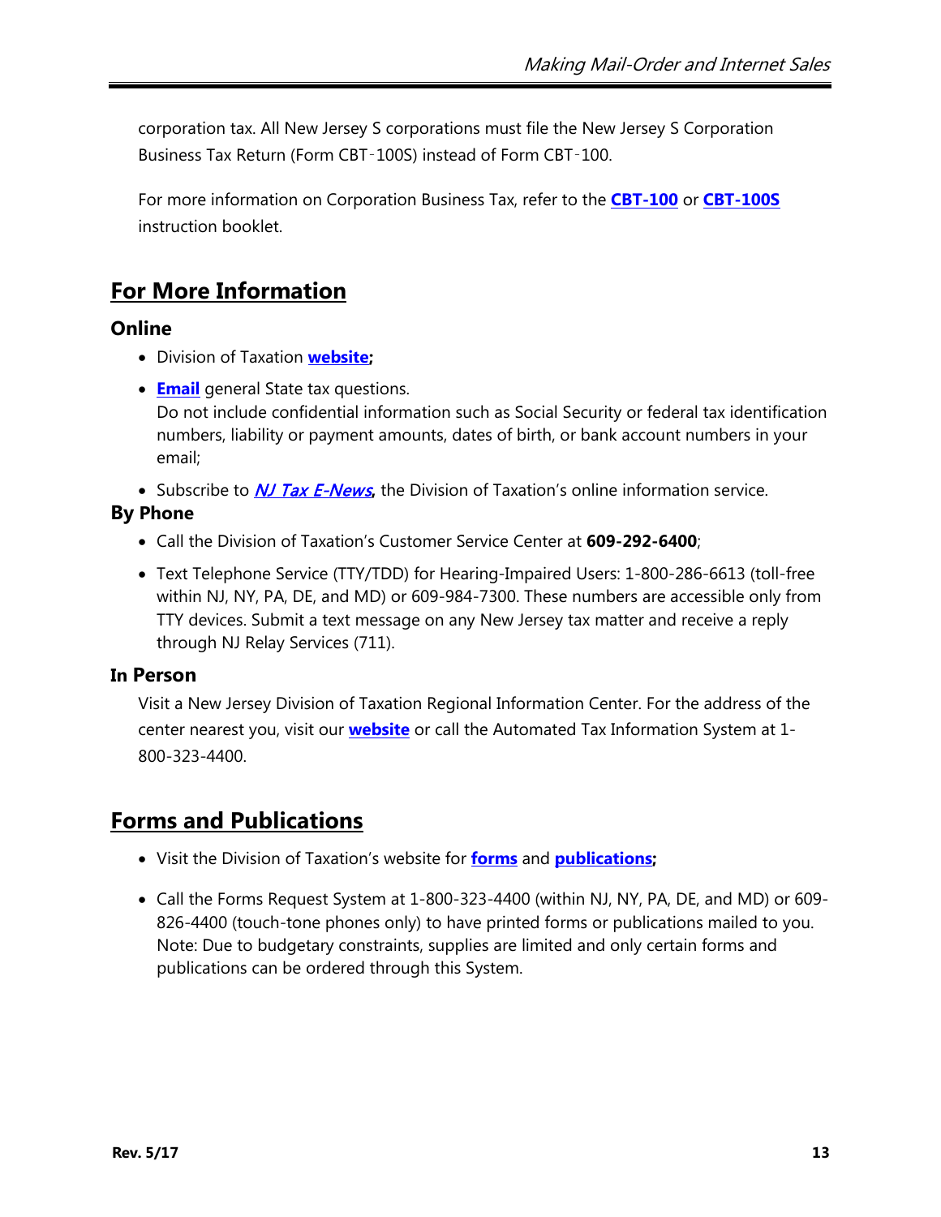corporation tax. All New Jersey S corporations must file the New Jersey S Corporation Business Tax Return (Form CBT‑100S) instead of Form CBT‑100.

For more information on Corporation Business Tax, refer to the **CBT-100** or **CBT-100S** instruction booklet.

## For More Information

### Online

- Division of Taxation **website**;
- **Email** general State tax questions.
  Do not include confidential information such as Social Security or federal tax identification numbers, liability or payment amounts, dates of birth, or bank account numbers in your email;
- Subscribe to ***NJ Tax E-News***, the Division of Taxation's online information service.

### By Phone

- Call the Division of Taxation's Customer Service Center at **609-292-6400**;
- Text Telephone Service (TTY/TDD) for Hearing-Impaired Users: 1-800-286-6613 (toll-free within NJ, NY, PA, DE, and MD) or 609-984-7300. These numbers are accessible only from TTY devices. Submit a text message on any New Jersey tax matter and receive a reply through NJ Relay Services (711).

### In Person

Visit a New Jersey Division of Taxation Regional Information Center. For the address of the center nearest you, visit our **website** or call the Automated Tax Information System at 1-800-323-4400.

## Forms and Publications

- Visit the Division of Taxation's website for **forms** and **publications**;
- Call the Forms Request System at 1-800-323-4400 (within NJ, NY, PA, DE, and MD) or 609-826-4400 (touch-tone phones only) to have printed forms or publications mailed to you. Note: Due to budgetary constraints, supplies are limited and only certain forms and publications can be ordered through this System.